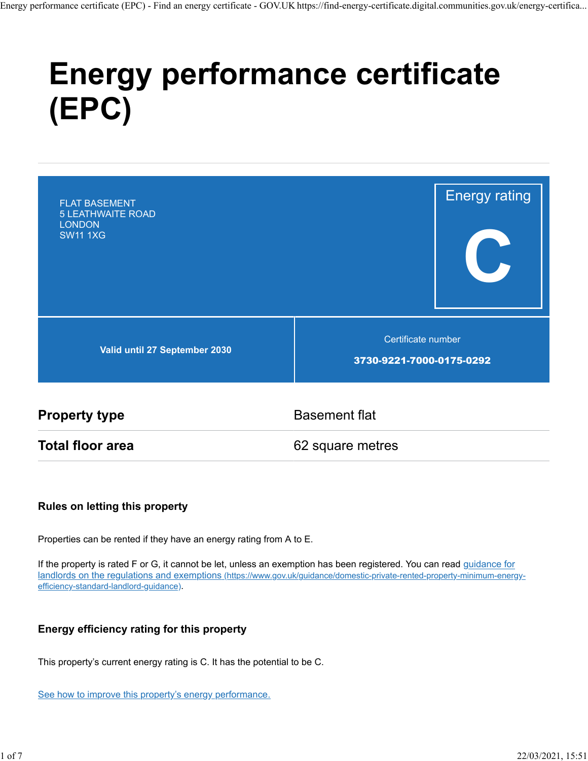# Energy performance certificate (EPC)

FLAT BASEMENT
5 LEATHWAITE ROAD
LONDON
SW11 1XG

Energy rating

**C**

**Valid until 27 September 2030**

Certificate number

**3730-9221-7000-0175-0292**

| | |
|---|---|
| **Property type** | Basement flat |
| **Total floor area** | 62 square metres |

### Rules on letting this property

Properties can be rented if they have an energy rating from A to E.

If the property is rated F or G, it cannot be let, unless an exemption has been registered. You can read [guidance for landlords on the regulations and exemptions (https://www.gov.uk/guidance/domestic-private-rented-property-minimum-energy-efficiency-standard-landlord-guidance)](https://www.gov.uk/guidance/domestic-private-rented-property-minimum-energy-efficiency-standard-landlord-guidance).

### Energy efficiency rating for this property

This property's current energy rating is C. It has the potential to be C.

See how to improve this property's energy performance.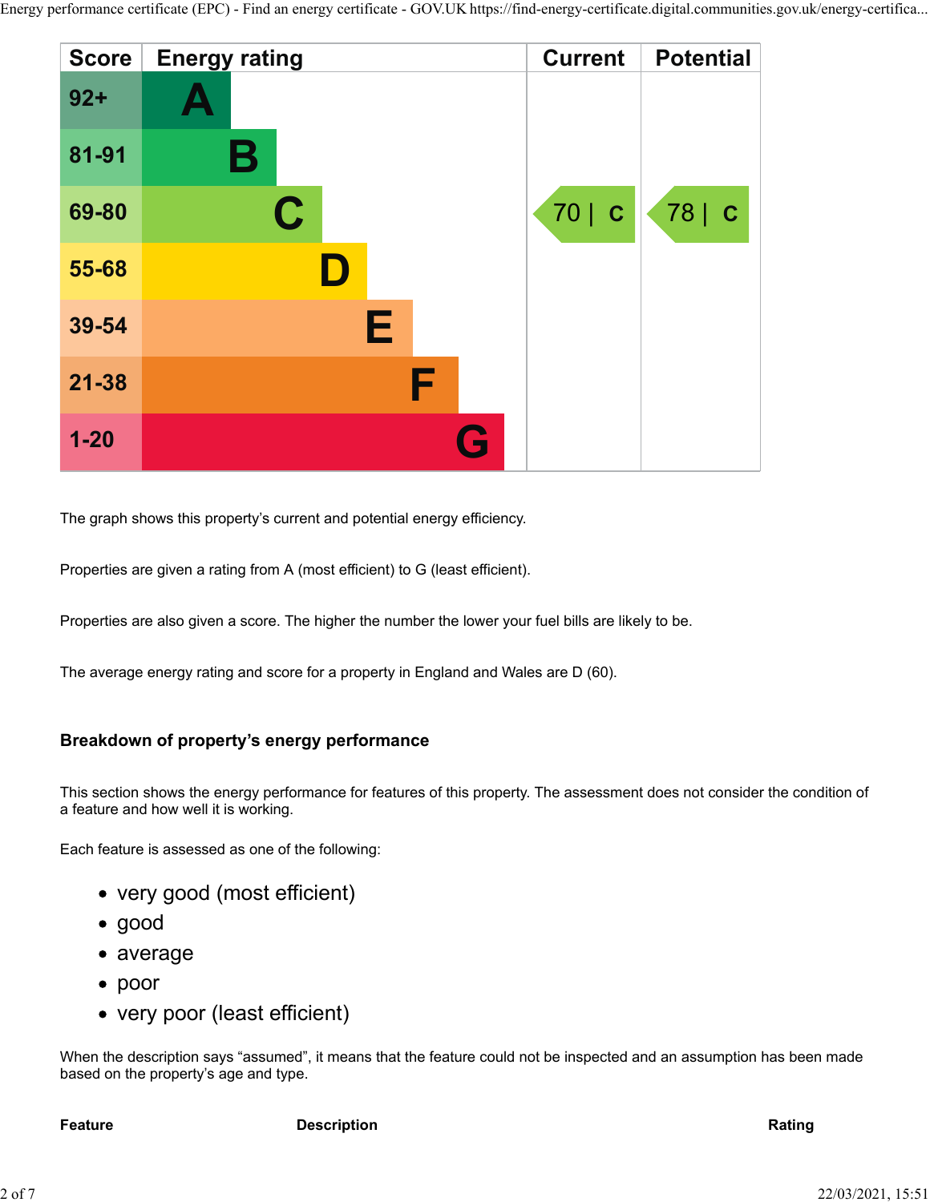| Score | Energy rating | Current | Potential |
| --- | --- | --- | --- |
| 92+ | A | | |
| 81-91 | B | | |
| 69-80 | C | 70 \| C | 78 \| C |
| 55-68 | D | | |
| 39-54 | E | | |
| 21-38 | F | | |
| 1-20 | G | | |

The graph shows this property's current and potential energy efficiency.

Properties are given a rating from A (most efficient) to G (least efficient).

Properties are also given a score. The higher the number the lower your fuel bills are likely to be.

The average energy rating and score for a property in England and Wales are D (60).

### Breakdown of property's energy performance

This section shows the energy performance for features of this property. The assessment does not consider the condition of a feature and how well it is working.

Each feature is assessed as one of the following:

- very good (most efficient)
- good
- average
- poor
- very poor (least efficient)

When the description says "assumed", it means that the feature could not be inspected and an assumption has been made based on the property's age and type.

| Feature | Description | Rating |
| --- | --- | --- |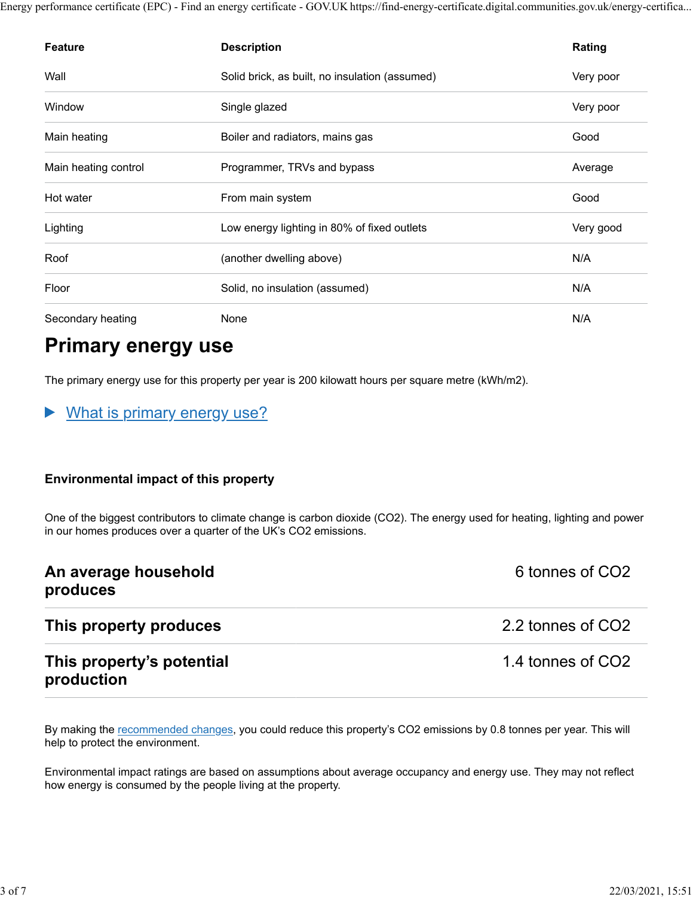| Feature | Description | Rating |
| --- | --- | --- |
| Wall | Solid brick, as built, no insulation (assumed) | Very poor |
| Window | Single glazed | Very poor |
| Main heating | Boiler and radiators, mains gas | Good |
| Main heating control | Programmer, TRVs and bypass | Average |
| Hot water | From main system | Good |
| Lighting | Low energy lighting in 80% of fixed outlets | Very good |
| Roof | (another dwelling above) | N/A |
| Floor | Solid, no insulation (assumed) | N/A |
| Secondary heating | None | N/A |

# Primary energy use

The primary energy use for this property per year is 200 kilowatt hours per square metre (kWh/m2).

▶ What is primary energy use?

### Environmental impact of this property

One of the biggest contributors to climate change is carbon dioxide ($CO_2$). The energy used for heating, lighting and power in our homes produces over a quarter of the UK's $CO_2$ emissions.

| | |
| --- | --- |
| **An average household produces** | 6 tonnes of $CO_2$ |
| **This property produces** | 2.2 tonnes of $CO_2$ |
| **This property's potential production** | 1.4 tonnes of $CO_2$ |

By making the recommended changes, you could reduce this property's $CO_2$ emissions by 0.8 tonnes per year. This will help to protect the environment.

Environmental impact ratings are based on assumptions about average occupancy and energy use. They may not reflect how energy is consumed by the people living at the property.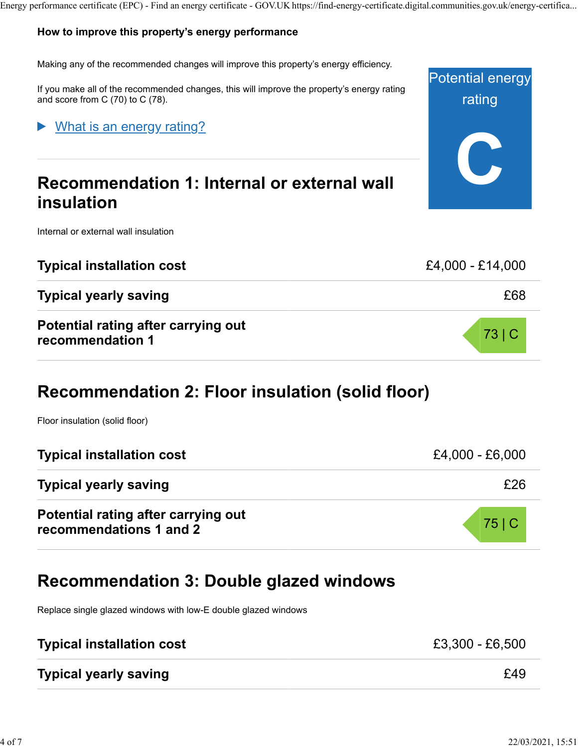## How to improve this property's energy performance

Making any of the recommended changes will improve this property's energy efficiency.

If you make all of the recommended changes, this will improve the property's energy rating and score from C (70) to C (78).

Potential energy rating

**C**

▶ What is an energy rating?

## Recommendation 1: Internal or external wall insulation

Internal or external wall insulation

| | |
|---|---|
| **Typical installation cost** | £4,000 - £14,000 |
| **Typical yearly saving** | £68 |
| **Potential rating after carrying out recommendation 1** | 73 \| C |

## Recommendation 2: Floor insulation (solid floor)

Floor insulation (solid floor)

| | |
|---|---|
| **Typical installation cost** | £4,000 - £6,000 |
| **Typical yearly saving** | £26 |
| **Potential rating after carrying out recommendations 1 and 2** | 75 \| C |

## Recommendation 3: Double glazed windows

Replace single glazed windows with low-E double glazed windows

| | |
|---|---|
| **Typical installation cost** | £3,300 - £6,500 |
| **Typical yearly saving** | £49 |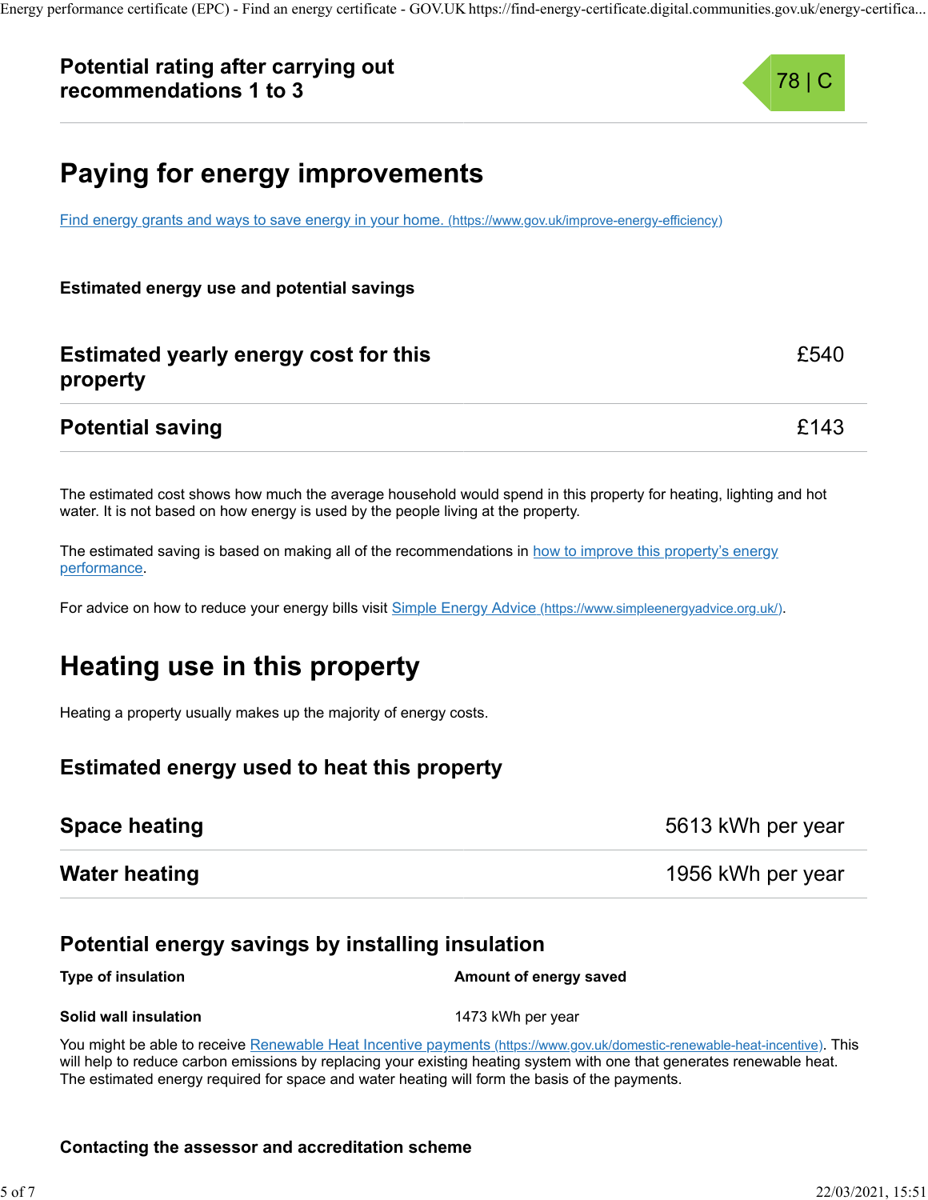**Potential rating after carrying out recommendations 1 to 3** — 78 | C

## Paying for energy improvements

[Find energy grants and ways to save energy in your home. (https://www.gov.uk/improve-energy-efficiency)](https://www.gov.uk/improve-energy-efficiency)

**Estimated energy use and potential savings**

| | |
|---|---|
| **Estimated yearly energy cost for this property** | £540 |
| **Potential saving** | £143 |

The estimated cost shows how much the average household would spend in this property for heating, lighting and hot water. It is not based on how energy is used by the people living at the property.

The estimated saving is based on making all of the recommendations in how to improve this property's energy performance.

For advice on how to reduce your energy bills visit [Simple Energy Advice (https://www.simpleenergyadvice.org.uk/)](https://www.simpleenergyadvice.org.uk/).

## Heating use in this property

Heating a property usually makes up the majority of energy costs.

### Estimated energy used to heat this property

| | |
|---|---|
| **Space heating** | 5613 kWh per year |
| **Water heating** | 1956 kWh per year |

### Potential energy savings by installing insulation

| Type of insulation | Amount of energy saved |
|---|---|
| **Solid wall insulation** | 1473 kWh per year |

You might be able to receive [Renewable Heat Incentive payments (https://www.gov.uk/domestic-renewable-heat-incentive)](https://www.gov.uk/domestic-renewable-heat-incentive). This will help to reduce carbon emissions by replacing your existing heating system with one that generates renewable heat. The estimated energy required for space and water heating will form the basis of the payments.

**Contacting the assessor and accreditation scheme**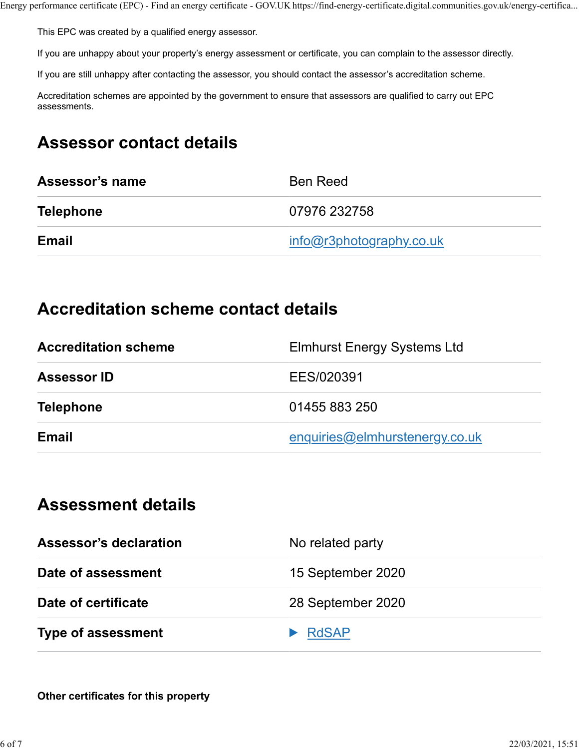This EPC was created by a qualified energy assessor.

If you are unhappy about your property's energy assessment or certificate, you can complain to the assessor directly.

If you are still unhappy after contacting the assessor, you should contact the assessor's accreditation scheme.

Accreditation schemes are appointed by the government to ensure that assessors are qualified to carry out EPC assessments.

## Assessor contact details

| | |
|---|---|
| **Assessor's name** | Ben Reed |
| **Telephone** | 07976 232758 |
| **Email** | info@r3photography.co.uk |

## Accreditation scheme contact details

| | |
|---|---|
| **Accreditation scheme** | Elmhurst Energy Systems Ltd |
| **Assessor ID** | EES/020391 |
| **Telephone** | 01455 883 250 |
| **Email** | enquiries@elmhurstenergy.co.uk |

## Assessment details

| | |
|---|---|
| **Assessor's declaration** | No related party |
| **Date of assessment** | 15 September 2020 |
| **Date of certificate** | 28 September 2020 |
| **Type of assessment** | ▶ RdSAP |

**Other certificates for this property**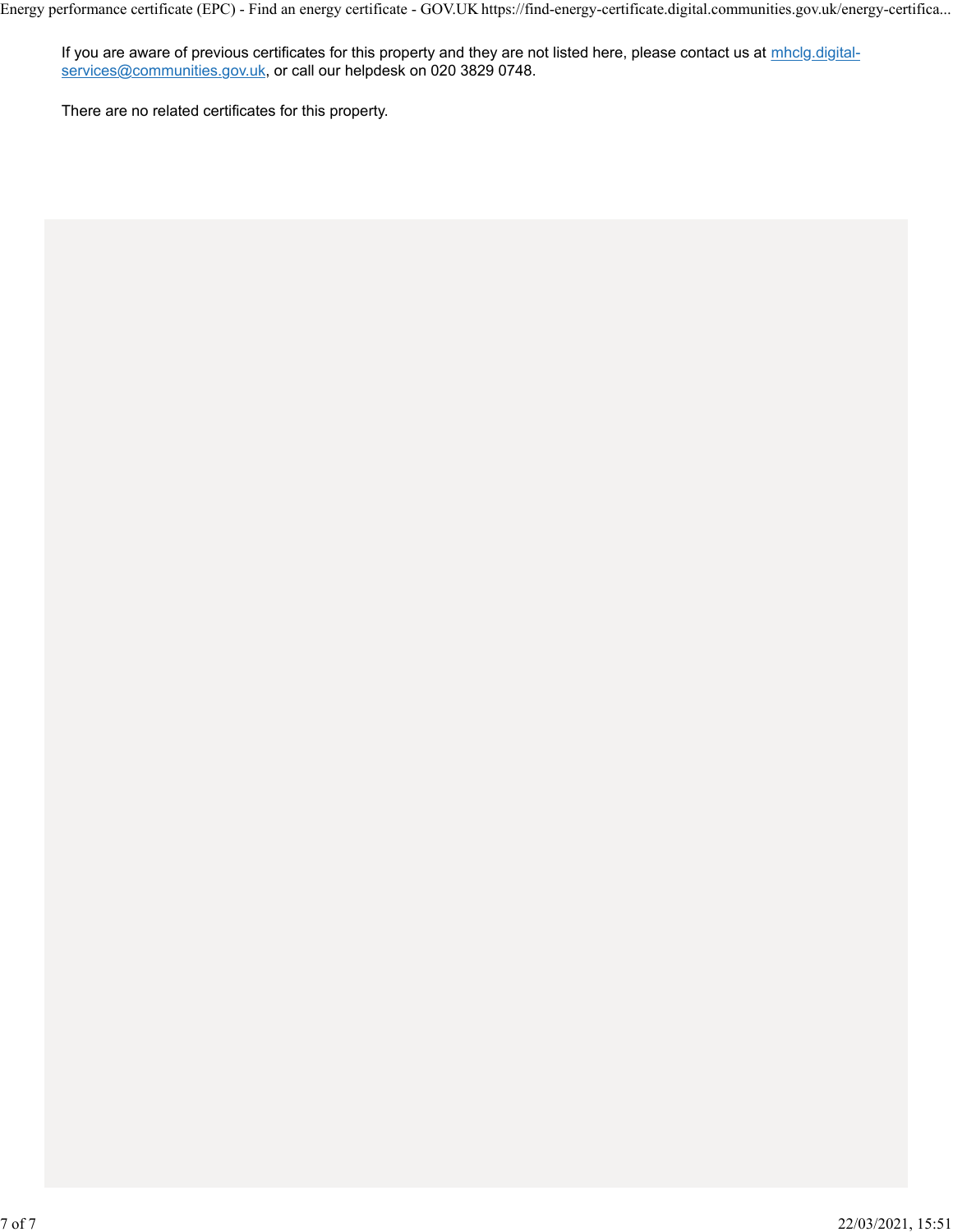If you are aware of previous certificates for this property and they are not listed here, please contact us at mhclg.digital-services@communities.gov.uk, or call our helpdesk on 020 3829 0748.

There are no related certificates for this property.